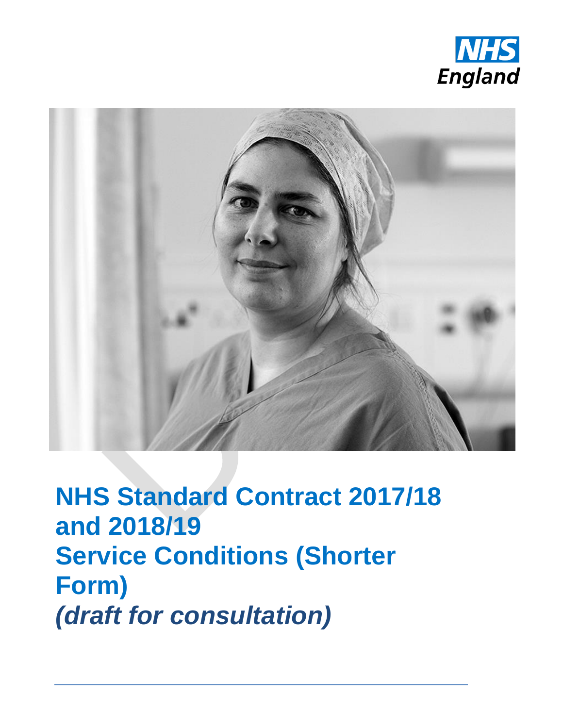NHS England

# NHS Standard Contract 2017/18 and 2018/19
# Service Conditions (Shorter Form)
# *(draft for consultation)*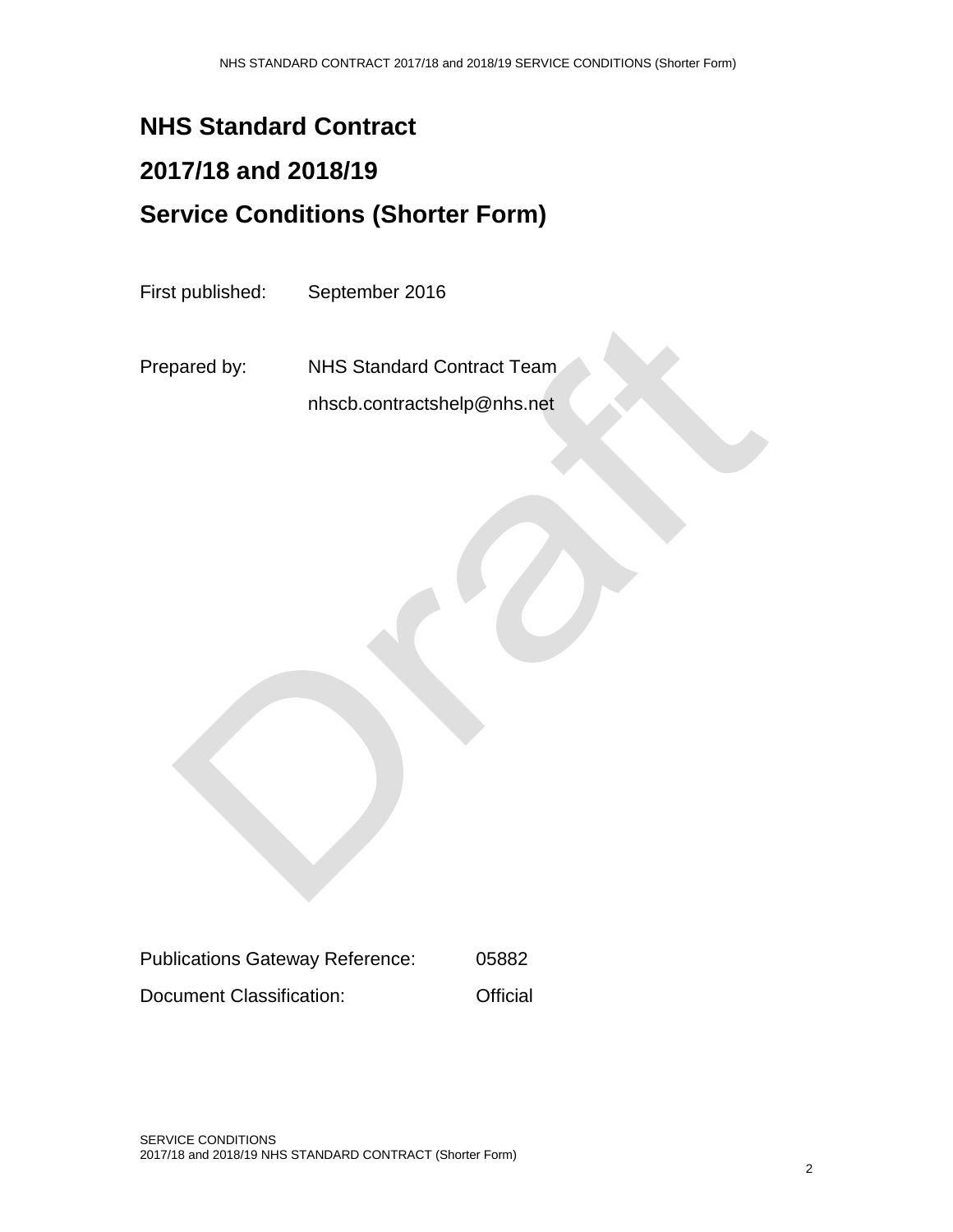# NHS Standard Contract

# 2017/18 and 2018/19

# Service Conditions (Shorter Form)

First published: September 2016

Prepared by: NHS Standard Contract Team

nhscb.contractshelp@nhs.net

Draft

Publications Gateway Reference: 05882

Document Classification: Official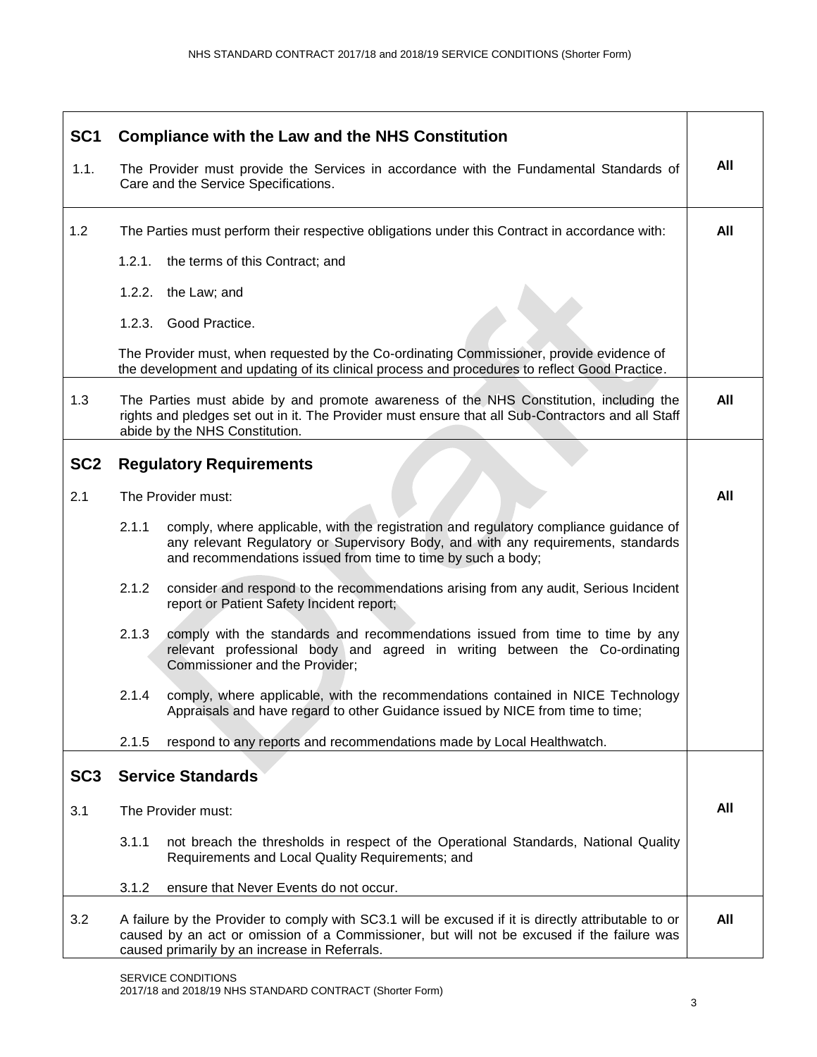| | | |
|---|---|---|
| **SC1** | **Compliance with the Law and the NHS Constitution** | |
| 1.1. | The Provider must provide the Services in accordance with the Fundamental Standards of Care and the Service Specifications. | **All** |
| 1.2 | The Parties must perform their respective obligations under this Contract in accordance with:<br><br>1.2.1. the terms of this Contract; and<br><br>1.2.2. the Law; and<br><br>1.2.3. Good Practice.<br><br>The Provider must, when requested by the Co-ordinating Commissioner, provide evidence of the development and updating of its clinical process and procedures to reflect Good Practice. | **All** |
| 1.3 | The Parties must abide by and promote awareness of the NHS Constitution, including the rights and pledges set out in it. The Provider must ensure that all Sub-Contractors and all Staff abide by the NHS Constitution. | **All** |
| **SC2** | **Regulatory Requirements** | |
| 2.1 | The Provider must:<br><br>2.1.1 comply, where applicable, with the registration and regulatory compliance guidance of any relevant Regulatory or Supervisory Body, and with any requirements, standards and recommendations issued from time to time by such a body;<br><br>2.1.2 consider and respond to the recommendations arising from any audit, Serious Incident report or Patient Safety Incident report;<br><br>2.1.3 comply with the standards and recommendations issued from time to time by any relevant professional body and agreed in writing between the Co-ordinating Commissioner and the Provider;<br><br>2.1.4 comply, where applicable, with the recommendations contained in NICE Technology Appraisals and have regard to other Guidance issued by NICE from time to time;<br><br>2.1.5 respond to any reports and recommendations made by Local Healthwatch. | **All** |
| **SC3** | **Service Standards** | |
| 3.1 | The Provider must:<br><br>3.1.1 not breach the thresholds in respect of the Operational Standards, National Quality Requirements and Local Quality Requirements; and<br><br>3.1.2 ensure that Never Events do not occur. | **All** |
| 3.2 | A failure by the Provider to comply with SC3.1 will be excused if it is directly attributable to or caused by an act or omission of a Commissioner, but will not be excused if the failure was caused primarily by an increase in Referrals. | **All** |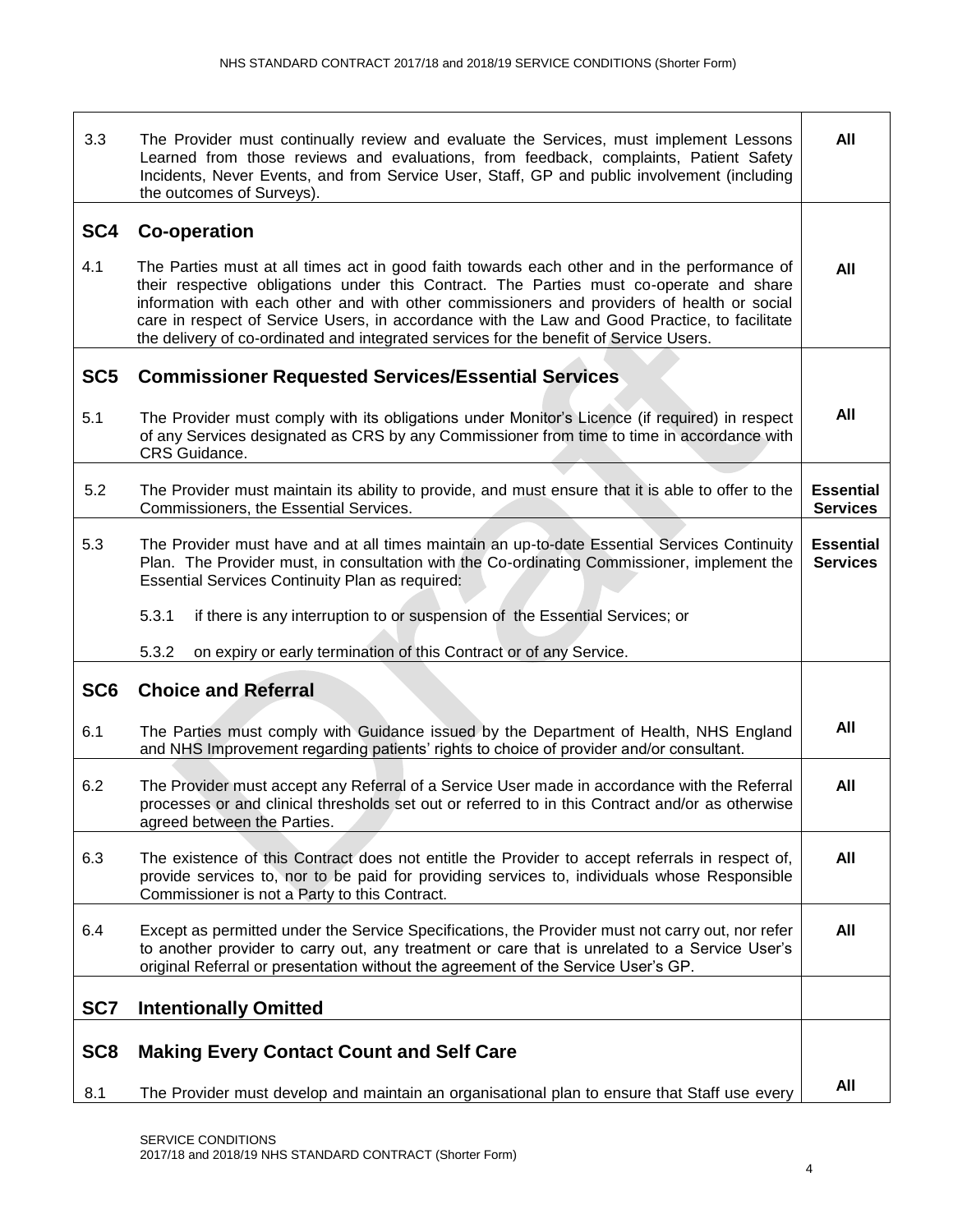| | | |
|---|---|---|
| 3.3 | The Provider must continually review and evaluate the Services, must implement Lessons Learned from those reviews and evaluations, from feedback, complaints, Patient Safety Incidents, Never Events, and from Service User, Staff, GP and public involvement (including the outcomes of Surveys). | **All** |
| **SC4** | **Co-operation** | |
| 4.1 | The Parties must at all times act in good faith towards each other and in the performance of their respective obligations under this Contract. The Parties must co-operate and share information with each other and with other commissioners and providers of health or social care in respect of Service Users, in accordance with the Law and Good Practice, to facilitate the delivery of co-ordinated and integrated services for the benefit of Service Users. | **All** |
| **SC5** | **Commissioner Requested Services/Essential Services** | |
| 5.1 | The Provider must comply with its obligations under Monitor's Licence (if required) in respect of any Services designated as CRS by any Commissioner from time to time in accordance with CRS Guidance. | **All** |
| 5.2 | The Provider must maintain its ability to provide, and must ensure that it is able to offer to the Commissioners, the Essential Services. | **Essential Services** |
| 5.3 | The Provider must have and at all times maintain an up-to-date Essential Services Continuity Plan. The Provider must, in consultation with the Co-ordinating Commissioner, implement the Essential Services Continuity Plan as required:<br><br>5.3.1 if there is any interruption to or suspension of the Essential Services; or<br><br>5.3.2 on expiry or early termination of this Contract or of any Service. | **Essential Services** |
| **SC6** | **Choice and Referral** | |
| 6.1 | The Parties must comply with Guidance issued by the Department of Health, NHS England and NHS Improvement regarding patients' rights to choice of provider and/or consultant. | **All** |
| 6.2 | The Provider must accept any Referral of a Service User made in accordance with the Referral processes or and clinical thresholds set out or referred to in this Contract and/or as otherwise agreed between the Parties. | **All** |
| 6.3 | The existence of this Contract does not entitle the Provider to accept referrals in respect of, provide services to, nor to be paid for providing services to, individuals whose Responsible Commissioner is not a Party to this Contract. | **All** |
| 6.4 | Except as permitted under the Service Specifications, the Provider must not carry out, nor refer to another provider to carry out, any treatment or care that is unrelated to a Service User's original Referral or presentation without the agreement of the Service User's GP. | **All** |
| **SC7** | **Intentionally Omitted** | |
| **SC8** | **Making Every Contact Count and Self Care** | |
| 8.1 | The Provider must develop and maintain an organisational plan to ensure that Staff use every | **All** |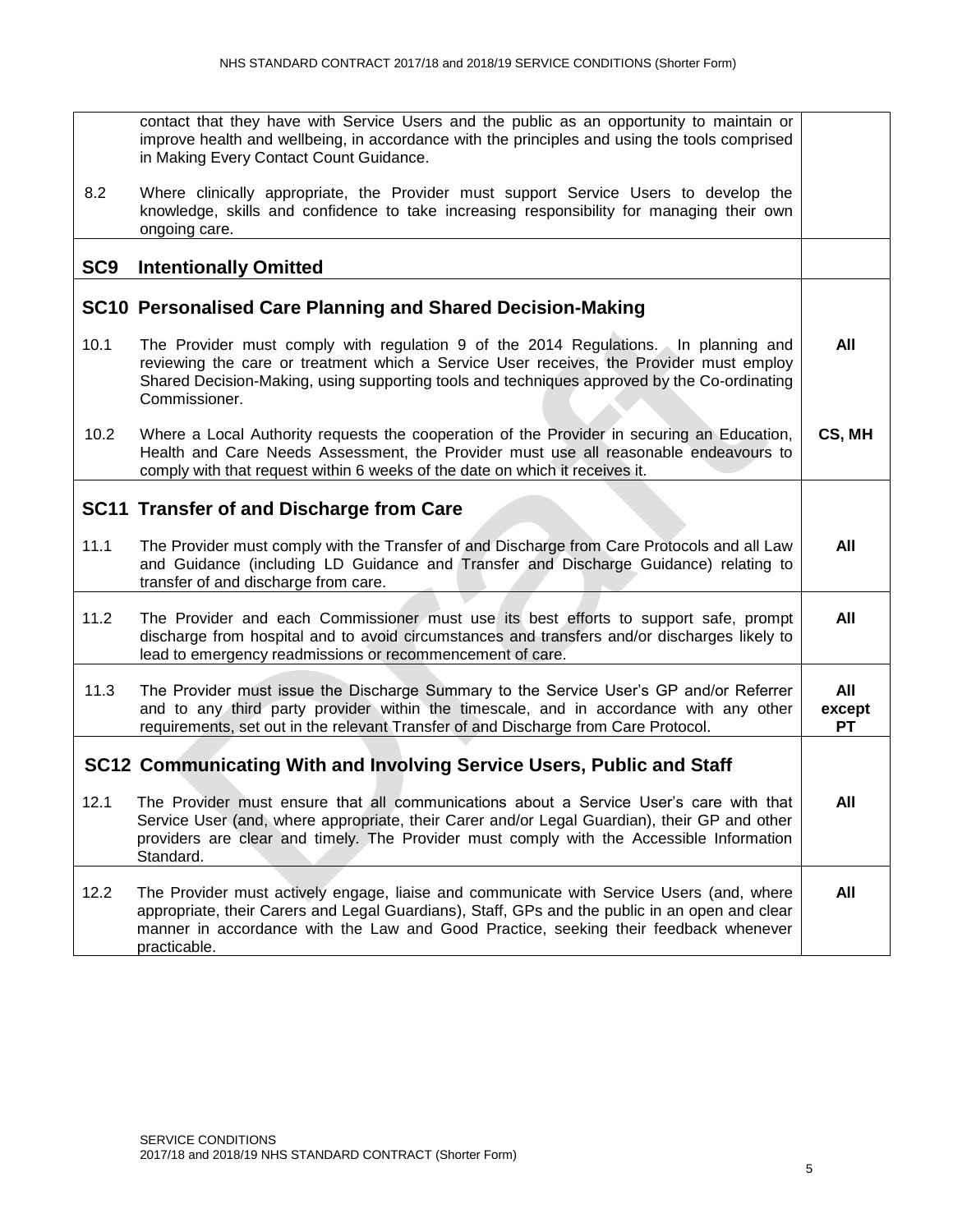| | | |
|---|---|---|
| | contact that they have with Service Users and the public as an opportunity to maintain or improve health and wellbeing, in accordance with the principles and using the tools comprised in Making Every Contact Count Guidance. | |
| 8.2 | Where clinically appropriate, the Provider must support Service Users to develop the knowledge, skills and confidence to take increasing responsibility for managing their own ongoing care. | |
| **SC9** | **Intentionally Omitted** | |
| **SC10** | **Personalised Care Planning and Shared Decision-Making** | |
| 10.1 | The Provider must comply with regulation 9 of the 2014 Regulations. In planning and reviewing the care or treatment which a Service User receives, the Provider must employ Shared Decision-Making, using supporting tools and techniques approved by the Co-ordinating Commissioner. | **All** |
| 10.2 | Where a Local Authority requests the cooperation of the Provider in securing an Education, Health and Care Needs Assessment, the Provider must use all reasonable endeavours to comply with that request within 6 weeks of the date on which it receives it. | **CS, MH** |
| **SC11** | **Transfer of and Discharge from Care** | |
| 11.1 | The Provider must comply with the Transfer of and Discharge from Care Protocols and all Law and Guidance (including LD Guidance and Transfer and Discharge Guidance) relating to transfer of and discharge from care. | **All** |
| 11.2 | The Provider and each Commissioner must use its best efforts to support safe, prompt discharge from hospital and to avoid circumstances and transfers and/or discharges likely to lead to emergency readmissions or recommencement of care. | **All** |
| 11.3 | The Provider must issue the Discharge Summary to the Service User's GP and/or Referrer and to any third party provider within the timescale, and in accordance with any other requirements, set out in the relevant Transfer of and Discharge from Care Protocol. | **All except PT** |
| **SC12** | **Communicating With and Involving Service Users, Public and Staff** | |
| 12.1 | The Provider must ensure that all communications about a Service User's care with that Service User (and, where appropriate, their Carer and/or Legal Guardian), their GP and other providers are clear and timely. The Provider must comply with the Accessible Information Standard. | **All** |
| 12.2 | The Provider must actively engage, liaise and communicate with Service Users (and, where appropriate, their Carers and Legal Guardians), Staff, GPs and the public in an open and clear manner in accordance with the Law and Good Practice, seeking their feedback whenever practicable. | **All** |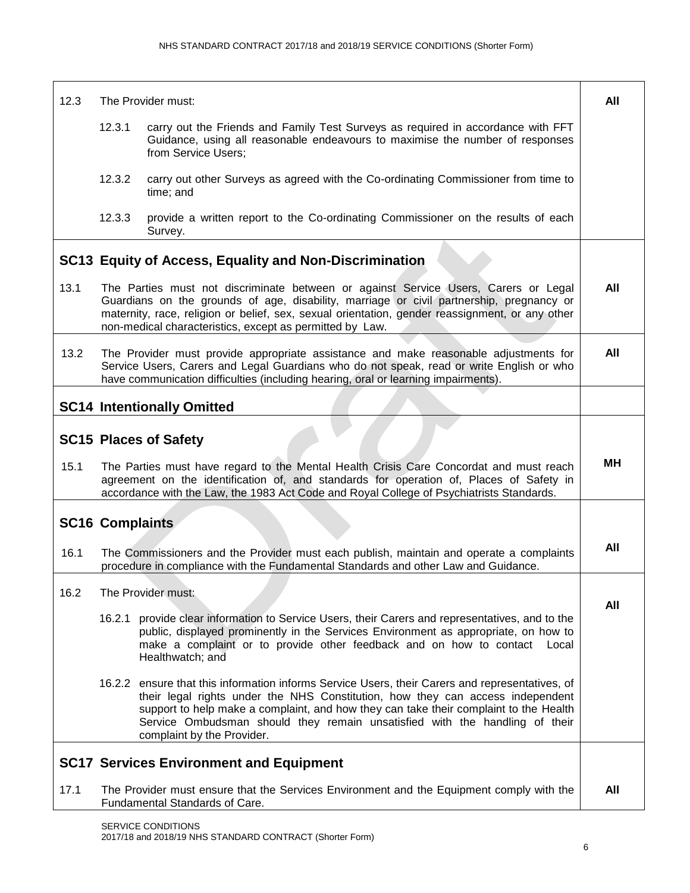| | | |
|---|---|---|
| 12.3 | The Provider must:<br><br>12.3.1 carry out the Friends and Family Test Surveys as required in accordance with FFT Guidance, using all reasonable endeavours to maximise the number of responses from Service Users;<br><br>12.3.2 carry out other Surveys as agreed with the Co-ordinating Commissioner from time to time; and<br><br>12.3.3 provide a written report to the Co-ordinating Commissioner on the results of each Survey. | **All** |
| | **SC13 Equity of Access, Equality and Non-Discrimination** | |
| 13.1 | The Parties must not discriminate between or against Service Users, Carers or Legal Guardians on the grounds of age, disability, marriage or civil partnership, pregnancy or maternity, race, religion or belief, sex, sexual orientation, gender reassignment, or any other non-medical characteristics, except as permitted by Law. | **All** |
| 13.2 | The Provider must provide appropriate assistance and make reasonable adjustments for Service Users, Carers and Legal Guardians who do not speak, read or write English or who have communication difficulties (including hearing, oral or learning impairments). | **All** |
| | **SC14 Intentionally Omitted** | |
| | **SC15 Places of Safety** | |
| 15.1 | The Parties must have regard to the Mental Health Crisis Care Concordat and must reach agreement on the identification of, and standards for operation of, Places of Safety in accordance with the Law, the 1983 Act Code and Royal College of Psychiatrists Standards. | **MH** |
| | **SC16 Complaints** | |
| 16.1 | The Commissioners and the Provider must each publish, maintain and operate a complaints procedure in compliance with the Fundamental Standards and other Law and Guidance. | **All** |
| 16.2 | The Provider must:<br><br>16.2.1 provide clear information to Service Users, their Carers and representatives, and to the public, displayed prominently in the Services Environment as appropriate, on how to make a complaint or to provide other feedback and on how to contact Local Healthwatch; and<br><br>16.2.2 ensure that this information informs Service Users, their Carers and representatives, of their legal rights under the NHS Constitution, how they can access independent support to help make a complaint, and how they can take their complaint to the Health Service Ombudsman should they remain unsatisfied with the handling of their complaint by the Provider. | **All** |
| | **SC17 Services Environment and Equipment** | |
| 17.1 | The Provider must ensure that the Services Environment and the Equipment comply with the Fundamental Standards of Care. | **All** |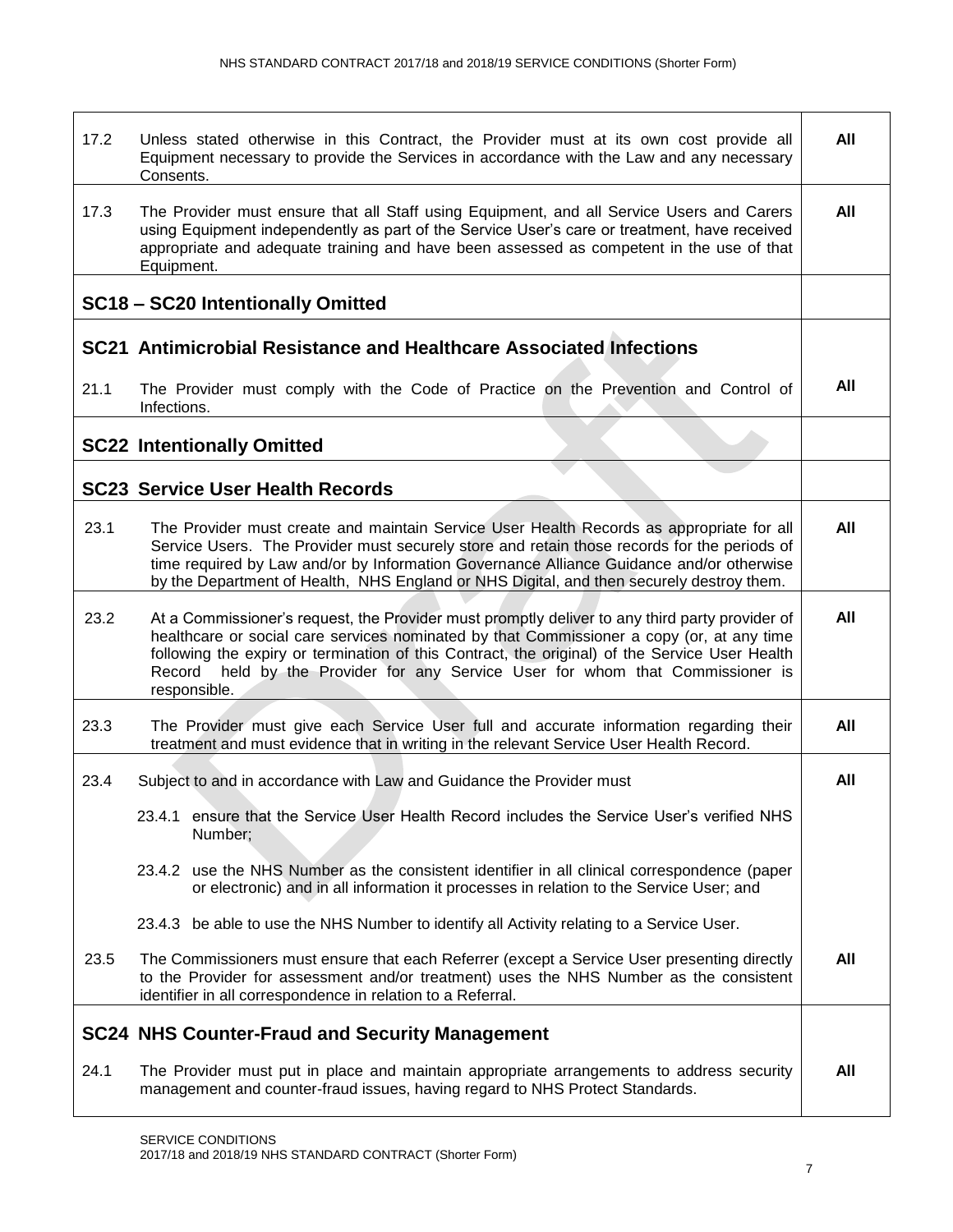| | | |
|---|---|---|
| 17.2 | Unless stated otherwise in this Contract, the Provider must at its own cost provide all Equipment necessary to provide the Services in accordance with the Law and any necessary Consents. | **All** |
| 17.3 | The Provider must ensure that all Staff using Equipment, and all Service Users and Carers using Equipment independently as part of the Service User's care or treatment, have received appropriate and adequate training and have been assessed as competent in the use of that Equipment. | **All** |
| **SC18 – SC20 Intentionally Omitted** | | |
| **SC21 Antimicrobial Resistance and Healthcare Associated Infections** | | |
| 21.1 | The Provider must comply with the Code of Practice on the Prevention and Control of Infections. | **All** |
| **SC22 Intentionally Omitted** | | |
| **SC23 Service User Health Records** | | |
| 23.1 | The Provider must create and maintain Service User Health Records as appropriate for all Service Users. The Provider must securely store and retain those records for the periods of time required by Law and/or by Information Governance Alliance Guidance and/or otherwise by the Department of Health, NHS England or NHS Digital, and then securely destroy them. | **All** |
| 23.2 | At a Commissioner's request, the Provider must promptly deliver to any third party provider of healthcare or social care services nominated by that Commissioner a copy (or, at any time following the expiry or termination of this Contract, the original) of the Service User Health Record held by the Provider for any Service User for whom that Commissioner is responsible. | **All** |
| 23.3 | The Provider must give each Service User full and accurate information regarding their treatment and must evidence that in writing in the relevant Service User Health Record. | **All** |
| 23.4 | Subject to and in accordance with Law and Guidance the Provider must<br><br>23.4.1 ensure that the Service User Health Record includes the Service User's verified NHS Number;<br><br>23.4.2 use the NHS Number as the consistent identifier in all clinical correspondence (paper or electronic) and in all information it processes in relation to the Service User; and<br><br>23.4.3 be able to use the NHS Number to identify all Activity relating to a Service User. | **All** |
| 23.5 | The Commissioners must ensure that each Referrer (except a Service User presenting directly to the Provider for assessment and/or treatment) uses the NHS Number as the consistent identifier in all correspondence in relation to a Referral. | **All** |
| **SC24 NHS Counter-Fraud and Security Management** | | |
| 24.1 | The Provider must put in place and maintain appropriate arrangements to address security management and counter-fraud issues, having regard to NHS Protect Standards. | **All** |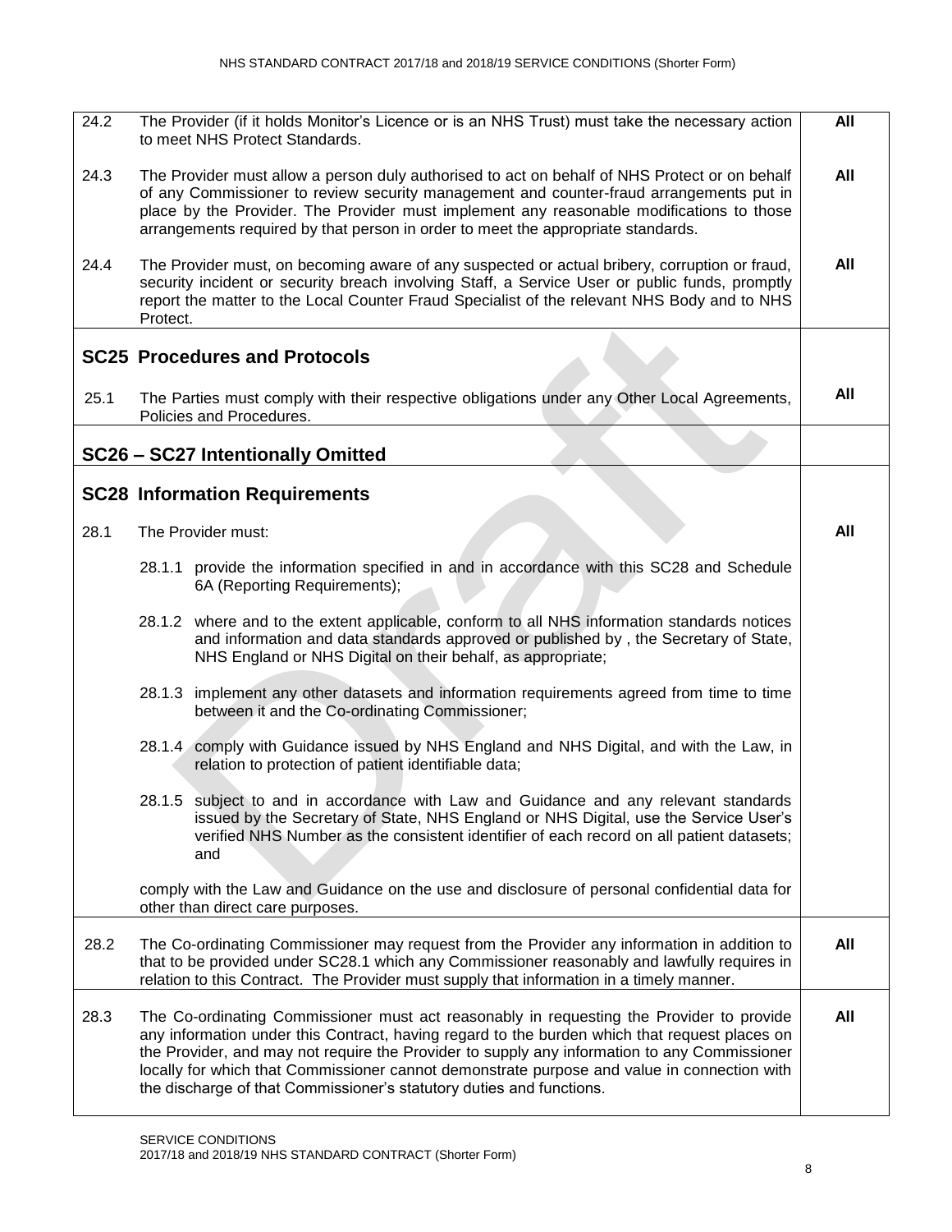| | | |
|---|---|---|
| 24.2 | The Provider (if it holds Monitor's Licence or is an NHS Trust) must take the necessary action to meet NHS Protect Standards. | **All** |
| 24.3 | The Provider must allow a person duly authorised to act on behalf of NHS Protect or on behalf of any Commissioner to review security management and counter-fraud arrangements put in place by the Provider. The Provider must implement any reasonable modifications to those arrangements required by that person in order to meet the appropriate standards. | **All** |
| 24.4 | The Provider must, on becoming aware of any suspected or actual bribery, corruption or fraud, security incident or security breach involving Staff, a Service User or public funds, promptly report the matter to the Local Counter Fraud Specialist of the relevant NHS Body and to NHS Protect. | **All** |
| **SC25 Procedures and Protocols** | | |
| 25.1 | The Parties must comply with their respective obligations under any Other Local Agreements, Policies and Procedures. | **All** |
| **SC26 – SC27 Intentionally Omitted** | | |
| **SC28 Information Requirements** | | |
| 28.1 | The Provider must:<br><br>28.1.1 provide the information specified in and in accordance with this SC28 and Schedule 6A (Reporting Requirements);<br><br>28.1.2 where and to the extent applicable, conform to all NHS information standards notices and information and data standards approved or published by , the Secretary of State, NHS England or NHS Digital on their behalf, as appropriate;<br><br>28.1.3 implement any other datasets and information requirements agreed from time to time between it and the Co-ordinating Commissioner;<br><br>28.1.4 comply with Guidance issued by NHS England and NHS Digital, and with the Law, in relation to protection of patient identifiable data;<br><br>28.1.5 subject to and in accordance with Law and Guidance and any relevant standards issued by the Secretary of State, NHS England or NHS Digital, use the Service User's verified NHS Number as the consistent identifier of each record on all patient datasets; and<br><br>comply with the Law and Guidance on the use and disclosure of personal confidential data for other than direct care purposes. | **All** |
| 28.2 | The Co-ordinating Commissioner may request from the Provider any information in addition to that to be provided under SC28.1 which any Commissioner reasonably and lawfully requires in relation to this Contract. The Provider must supply that information in a timely manner. | **All** |
| 28.3 | The Co-ordinating Commissioner must act reasonably in requesting the Provider to provide any information under this Contract, having regard to the burden which that request places on the Provider, and may not require the Provider to supply any information to any Commissioner locally for which that Commissioner cannot demonstrate purpose and value in connection with the discharge of that Commissioner's statutory duties and functions. | **All** |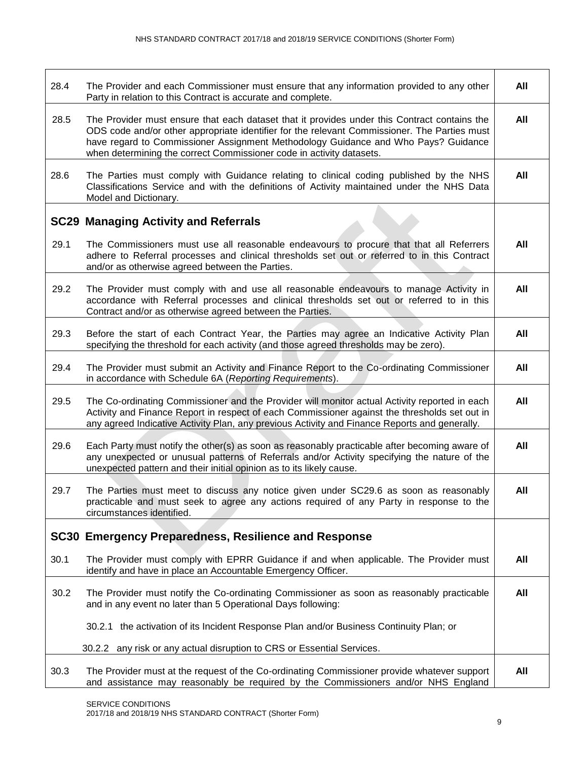| | | |
|---|---|---|
| 28.4 | The Provider and each Commissioner must ensure that any information provided to any other Party in relation to this Contract is accurate and complete. | **All** |
| 28.5 | The Provider must ensure that each dataset that it provides under this Contract contains the ODS code and/or other appropriate identifier for the relevant Commissioner. The Parties must have regard to Commissioner Assignment Methodology Guidance and Who Pays? Guidance when determining the correct Commissioner code in activity datasets. | **All** |
| 28.6 | The Parties must comply with Guidance relating to clinical coding published by the NHS Classifications Service and with the definitions of Activity maintained under the NHS Data Model and Dictionary. | **All** |
| **SC29** | **Managing Activity and Referrals** | |
| 29.1 | The Commissioners must use all reasonable endeavours to procure that that all Referrers adhere to Referral processes and clinical thresholds set out or referred to in this Contract and/or as otherwise agreed between the Parties. | **All** |
| 29.2 | The Provider must comply with and use all reasonable endeavours to manage Activity in accordance with Referral processes and clinical thresholds set out or referred to in this Contract and/or as otherwise agreed between the Parties. | **All** |
| 29.3 | Before the start of each Contract Year, the Parties may agree an Indicative Activity Plan specifying the threshold for each activity (and those agreed thresholds may be zero). | **All** |
| 29.4 | The Provider must submit an Activity and Finance Report to the Co-ordinating Commissioner in accordance with Schedule 6A (*Reporting Requirements*). | **All** |
| 29.5 | The Co-ordinating Commissioner and the Provider will monitor actual Activity reported in each Activity and Finance Report in respect of each Commissioner against the thresholds set out in any agreed Indicative Activity Plan, any previous Activity and Finance Reports and generally. | **All** |
| 29.6 | Each Party must notify the other(s) as soon as reasonably practicable after becoming aware of any unexpected or unusual patterns of Referrals and/or Activity specifying the nature of the unexpected pattern and their initial opinion as to its likely cause. | **All** |
| 29.7 | The Parties must meet to discuss any notice given under SC29.6 as soon as reasonably practicable and must seek to agree any actions required of any Party in response to the circumstances identified. | **All** |
| **SC30** | **Emergency Preparedness, Resilience and Response** | |
| 30.1 | The Provider must comply with EPRR Guidance if and when applicable. The Provider must identify and have in place an Accountable Emergency Officer. | **All** |
| 30.2 | The Provider must notify the Co-ordinating Commissioner as soon as reasonably practicable and in any event no later than 5 Operational Days following:<br><br>30.2.1 the activation of its Incident Response Plan and/or Business Continuity Plan; or<br><br>30.2.2 any risk or any actual disruption to CRS or Essential Services. | **All** |
| 30.3 | The Provider must at the request of the Co-ordinating Commissioner provide whatever support and assistance may reasonably be required by the Commissioners and/or NHS England | **All** |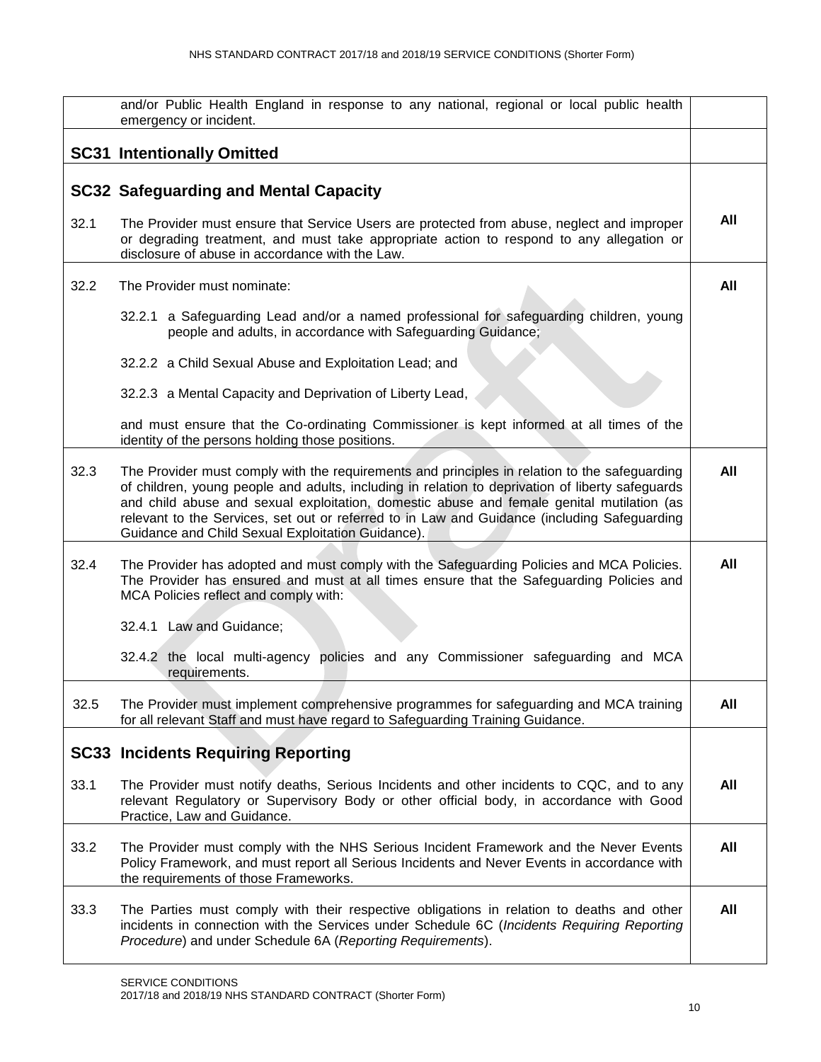| | | |
|---|---|---|
| | and/or Public Health England in response to any national, regional or local public health emergency or incident. | |
| | **SC31 Intentionally Omitted** | |
| | **SC32 Safeguarding and Mental Capacity** | |
| 32.1 | The Provider must ensure that Service Users are protected from abuse, neglect and improper or degrading treatment, and must take appropriate action to respond to any allegation or disclosure of abuse in accordance with the Law. | **All** |
| 32.2 | The Provider must nominate:<br><br>32.2.1 a Safeguarding Lead and/or a named professional for safeguarding children, young people and adults, in accordance with Safeguarding Guidance;<br><br>32.2.2 a Child Sexual Abuse and Exploitation Lead; and<br><br>32.2.3 a Mental Capacity and Deprivation of Liberty Lead,<br><br>and must ensure that the Co-ordinating Commissioner is kept informed at all times of the identity of the persons holding those positions. | **All** |
| 32.3 | The Provider must comply with the requirements and principles in relation to the safeguarding of children, young people and adults, including in relation to deprivation of liberty safeguards and child abuse and sexual exploitation, domestic abuse and female genital mutilation (as relevant to the Services, set out or referred to in Law and Guidance (including Safeguarding Guidance and Child Sexual Exploitation Guidance). | **All** |
| 32.4 | The Provider has adopted and must comply with the Safeguarding Policies and MCA Policies. The Provider has ensured and must at all times ensure that the Safeguarding Policies and MCA Policies reflect and comply with:<br><br>32.4.1 Law and Guidance;<br><br>32.4.2 the local multi-agency policies and any Commissioner safeguarding and MCA requirements. | **All** |
| 32.5 | The Provider must implement comprehensive programmes for safeguarding and MCA training for all relevant Staff and must have regard to Safeguarding Training Guidance. | **All** |
| | **SC33 Incidents Requiring Reporting** | |
| 33.1 | The Provider must notify deaths, Serious Incidents and other incidents to CQC, and to any relevant Regulatory or Supervisory Body or other official body, in accordance with Good Practice, Law and Guidance. | **All** |
| 33.2 | The Provider must comply with the NHS Serious Incident Framework and the Never Events Policy Framework, and must report all Serious Incidents and Never Events in accordance with the requirements of those Frameworks. | **All** |
| 33.3 | The Parties must comply with their respective obligations in relation to deaths and other incidents in connection with the Services under Schedule 6C (*Incidents Requiring Reporting Procedure*) and under Schedule 6A (*Reporting Requirements*). | **All** |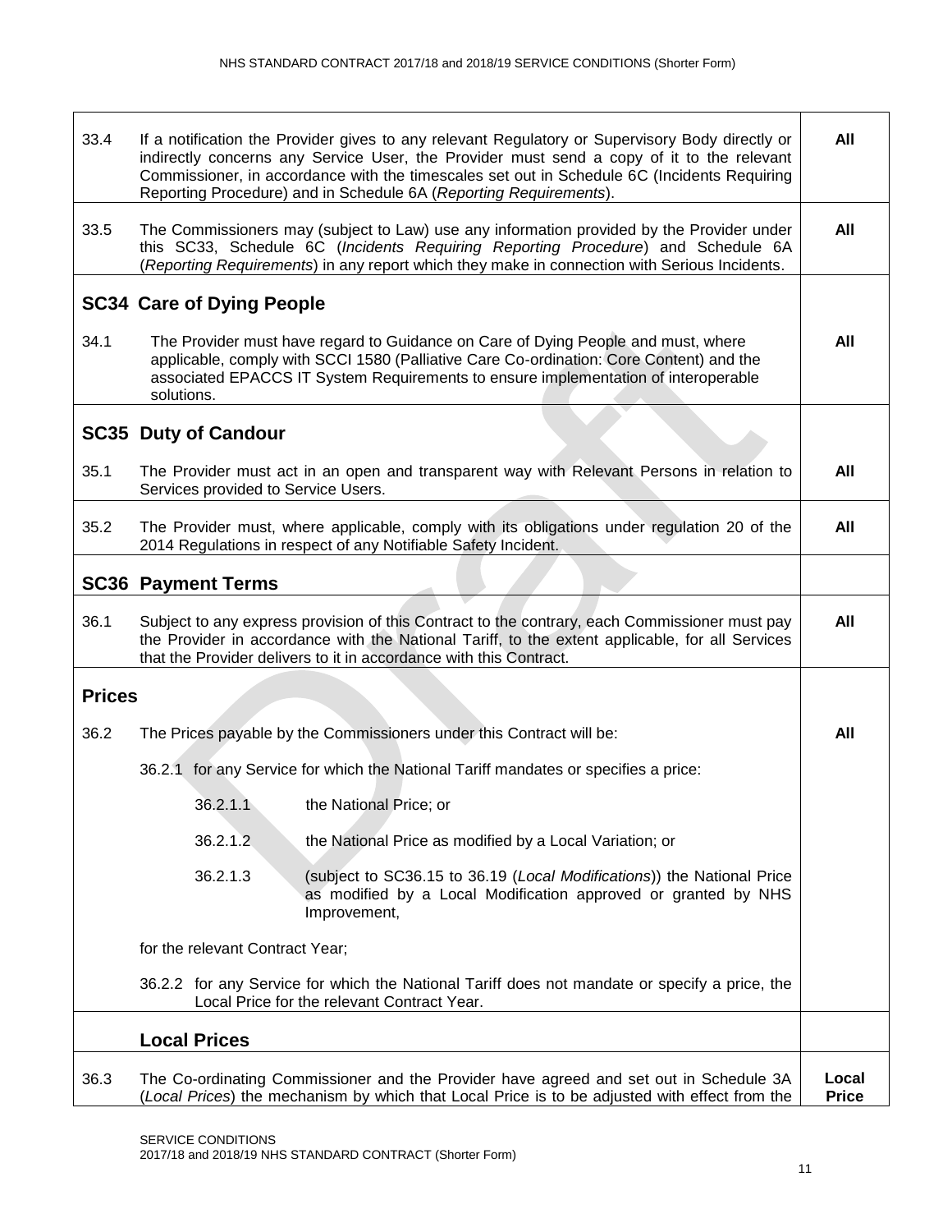| | | |
|---|---|---|
| 33.4 | If a notification the Provider gives to any relevant Regulatory or Supervisory Body directly or indirectly concerns any Service User, the Provider must send a copy of it to the relevant Commissioner, in accordance with the timescales set out in Schedule 6C (Incidents Requiring Reporting Procedure) and in Schedule 6A (*Reporting Requirements*). | **All** |
| 33.5 | The Commissioners may (subject to Law) use any information provided by the Provider under this SC33, Schedule 6C (*Incidents Requiring Reporting Procedure*) and Schedule 6A (*Reporting Requirements*) in any report which they make in connection with Serious Incidents. | **All** |
| **SC34** | **Care of Dying People** | |
| 34.1 | The Provider must have regard to Guidance on Care of Dying People and must, where applicable, comply with SCCI 1580 (Palliative Care Co-ordination: Core Content) and the associated EPACCS IT System Requirements to ensure implementation of interoperable solutions. | **All** |
| **SC35** | **Duty of Candour** | |
| 35.1 | The Provider must act in an open and transparent way with Relevant Persons in relation to Services provided to Service Users. | **All** |
| 35.2 | The Provider must, where applicable, comply with its obligations under regulation 20 of the 2014 Regulations in respect of any Notifiable Safety Incident. | **All** |
| **SC36** | **Payment Terms** | |
| 36.1 | Subject to any express provision of this Contract to the contrary, each Commissioner must pay the Provider in accordance with the National Tariff, to the extent applicable, for all Services that the Provider delivers to it in accordance with this Contract. | **All** |
| **Prices** | | |
| 36.2 | The Prices payable by the Commissioners under this Contract will be:<br><br>36.2.1 for any Service for which the National Tariff mandates or specifies a price:<br><br>36.2.1.1 the National Price; or<br><br>36.2.1.2 the National Price as modified by a Local Variation; or<br><br>36.2.1.3 (subject to SC36.15 to 36.19 (*Local Modifications*)) the National Price as modified by a Local Modification approved or granted by NHS Improvement,<br><br>for the relevant Contract Year;<br><br>36.2.2 for any Service for which the National Tariff does not mandate or specify a price, the Local Price for the relevant Contract Year. | **All** |
| | **Local Prices** | |
| 36.3 | The Co-ordinating Commissioner and the Provider have agreed and set out in Schedule 3A (*Local Prices*) the mechanism by which that Local Price is to be adjusted with effect from the | **Local Price** |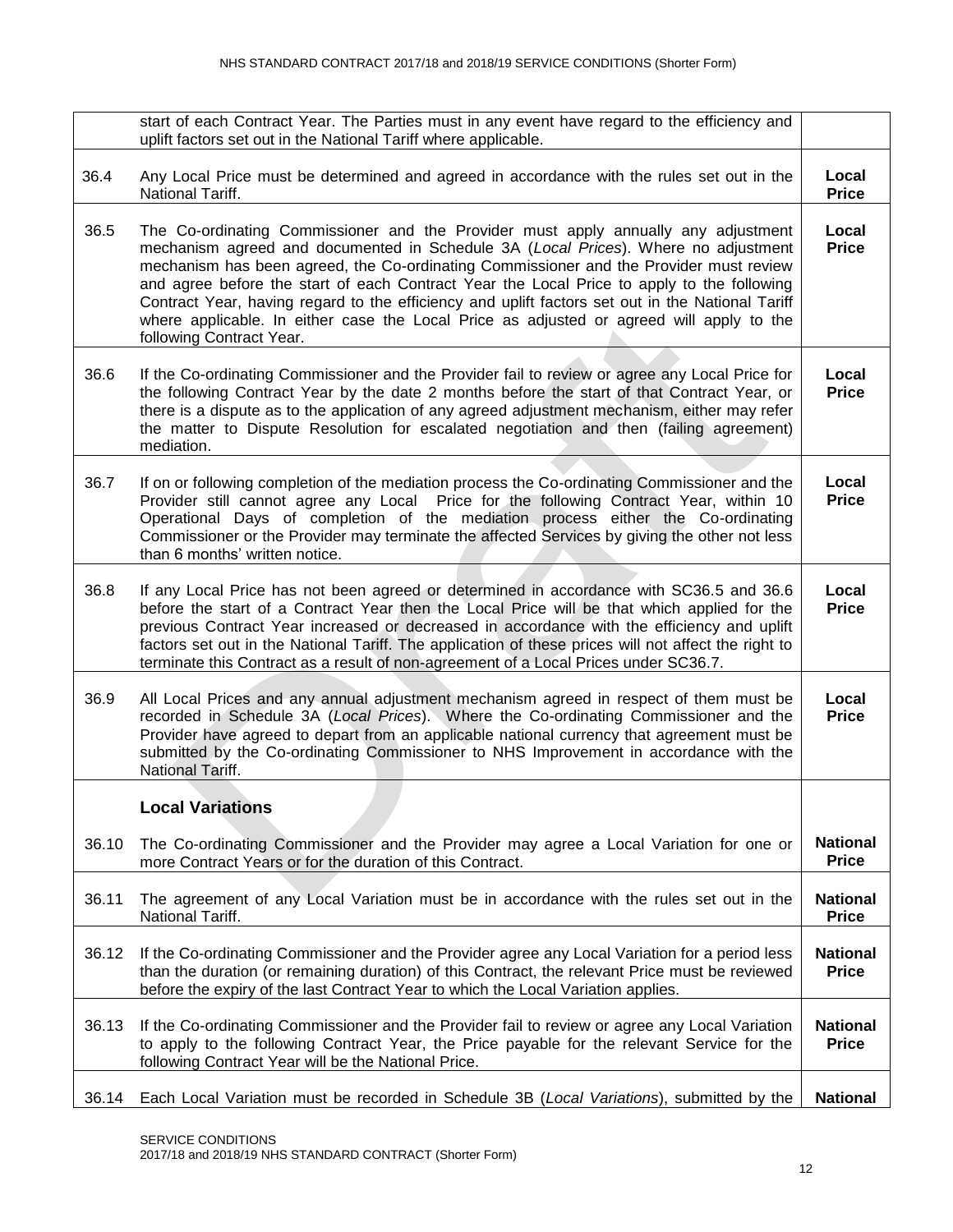| | | |
|---|---|---|
| | start of each Contract Year. The Parties must in any event have regard to the efficiency and uplift factors set out in the National Tariff where applicable. | |
| 36.4 | Any Local Price must be determined and agreed in accordance with the rules set out in the National Tariff. | **Local Price** |
| 36.5 | The Co-ordinating Commissioner and the Provider must apply annually any adjustment mechanism agreed and documented in Schedule 3A (*Local Prices*). Where no adjustment mechanism has been agreed, the Co-ordinating Commissioner and the Provider must review and agree before the start of each Contract Year the Local Price to apply to the following Contract Year, having regard to the efficiency and uplift factors set out in the National Tariff where applicable. In either case the Local Price as adjusted or agreed will apply to the following Contract Year. | **Local Price** |
| 36.6 | If the Co-ordinating Commissioner and the Provider fail to review or agree any Local Price for the following Contract Year by the date 2 months before the start of that Contract Year, or there is a dispute as to the application of any agreed adjustment mechanism, either may refer the matter to Dispute Resolution for escalated negotiation and then (failing agreement) mediation. | **Local Price** |
| 36.7 | If on or following completion of the mediation process the Co-ordinating Commissioner and the Provider still cannot agree any Local Price for the following Contract Year, within 10 Operational Days of completion of the mediation process either the Co-ordinating Commissioner or the Provider may terminate the affected Services by giving the other not less than 6 months' written notice. | **Local Price** |
| 36.8 | If any Local Price has not been agreed or determined in accordance with SC36.5 and 36.6 before the start of a Contract Year then the Local Price will be that which applied for the previous Contract Year increased or decreased in accordance with the efficiency and uplift factors set out in the National Tariff. The application of these prices will not affect the right to terminate this Contract as a result of non-agreement of a Local Prices under SC36.7. | **Local Price** |
| 36.9 | All Local Prices and any annual adjustment mechanism agreed in respect of them must be recorded in Schedule 3A (*Local Prices*). Where the Co-ordinating Commissioner and the Provider have agreed to depart from an applicable national currency that agreement must be submitted by the Co-ordinating Commissioner to NHS Improvement in accordance with the National Tariff. | **Local Price** |
| | **Local Variations** | |
| 36.10 | The Co-ordinating Commissioner and the Provider may agree a Local Variation for one or more Contract Years or for the duration of this Contract. | **National Price** |
| 36.11 | The agreement of any Local Variation must be in accordance with the rules set out in the National Tariff. | **National Price** |
| 36.12 | If the Co-ordinating Commissioner and the Provider agree any Local Variation for a period less than the duration (or remaining duration) of this Contract, the relevant Price must be reviewed before the expiry of the last Contract Year to which the Local Variation applies. | **National Price** |
| 36.13 | If the Co-ordinating Commissioner and the Provider fail to review or agree any Local Variation to apply to the following Contract Year, the Price payable for the relevant Service for the following Contract Year will be the National Price. | **National Price** |
| 36.14 | Each Local Variation must be recorded in Schedule 3B (*Local Variations*), submitted by the | **National** |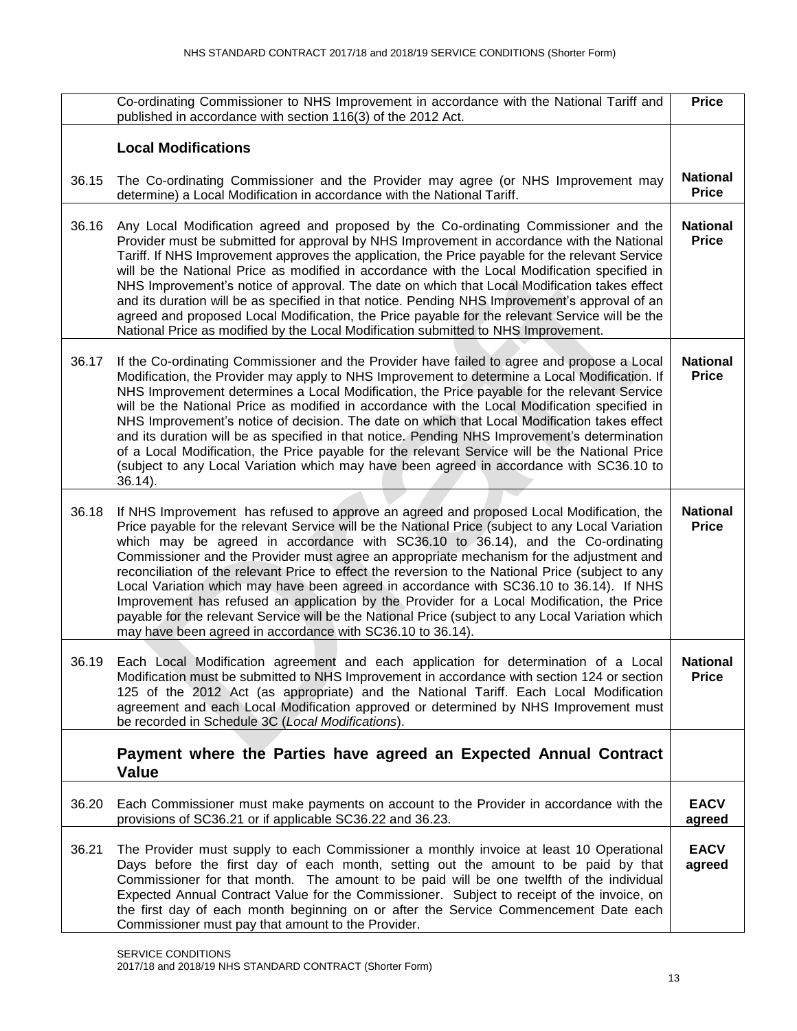| | | |
|---|---|---|
| | Co-ordinating Commissioner to NHS Improvement in accordance with the National Tariff and published in accordance with section 116(3) of the 2012 Act. | **Price** |
| | **Local Modifications** | |
| 36.15 | The Co-ordinating Commissioner and the Provider may agree (or NHS Improvement may determine) a Local Modification in accordance with the National Tariff. | **National Price** |
| 36.16 | Any Local Modification agreed and proposed by the Co-ordinating Commissioner and the Provider must be submitted for approval by NHS Improvement in accordance with the National Tariff. If NHS Improvement approves the application, the Price payable for the relevant Service will be the National Price as modified in accordance with the Local Modification specified in NHS Improvement's notice of approval. The date on which that Local Modification takes effect and its duration will be as specified in that notice. Pending NHS Improvement's approval of an agreed and proposed Local Modification, the Price payable for the relevant Service will be the National Price as modified by the Local Modification submitted to NHS Improvement. | **National Price** |
| 36.17 | If the Co-ordinating Commissioner and the Provider have failed to agree and propose a Local Modification, the Provider may apply to NHS Improvement to determine a Local Modification. If NHS Improvement determines a Local Modification, the Price payable for the relevant Service will be the National Price as modified in accordance with the Local Modification specified in NHS Improvement's notice of decision. The date on which that Local Modification takes effect and its duration will be as specified in that notice. Pending NHS Improvement's determination of a Local Modification, the Price payable for the relevant Service will be the National Price (subject to any Local Variation which may have been agreed in accordance with SC36.10 to 36.14). | **National Price** |
| 36.18 | If NHS Improvement has refused to approve an agreed and proposed Local Modification, the Price payable for the relevant Service will be the National Price (subject to any Local Variation which may be agreed in accordance with SC36.10 to 36.14), and the Co-ordinating Commissioner and the Provider must agree an appropriate mechanism for the adjustment and reconciliation of the relevant Price to effect the reversion to the National Price (subject to any Local Variation which may have been agreed in accordance with SC36.10 to 36.14). If NHS Improvement has refused an application by the Provider for a Local Modification, the Price payable for the relevant Service will be the National Price (subject to any Local Variation which may have been agreed in accordance with SC36.10 to 36.14). | **National Price** |
| 36.19 | Each Local Modification agreement and each application for determination of a Local Modification must be submitted to NHS Improvement in accordance with section 124 or section 125 of the 2012 Act (as appropriate) and the National Tariff. Each Local Modification agreement and each Local Modification approved or determined by NHS Improvement must be recorded in Schedule 3C (*Local Modifications*). | **National Price** |
| | **Payment where the Parties have agreed an Expected Annual Contract Value** | |
| 36.20 | Each Commissioner must make payments on account to the Provider in accordance with the provisions of SC36.21 or if applicable SC36.22 and 36.23. | **EACV agreed** |
| 36.21 | The Provider must supply to each Commissioner a monthly invoice at least 10 Operational Days before the first day of each month, setting out the amount to be paid by that Commissioner for that month. The amount to be paid will be one twelfth of the individual Expected Annual Contract Value for the Commissioner. Subject to receipt of the invoice, on the first day of each month beginning on or after the Service Commencement Date each Commissioner must pay that amount to the Provider. | **EACV agreed** |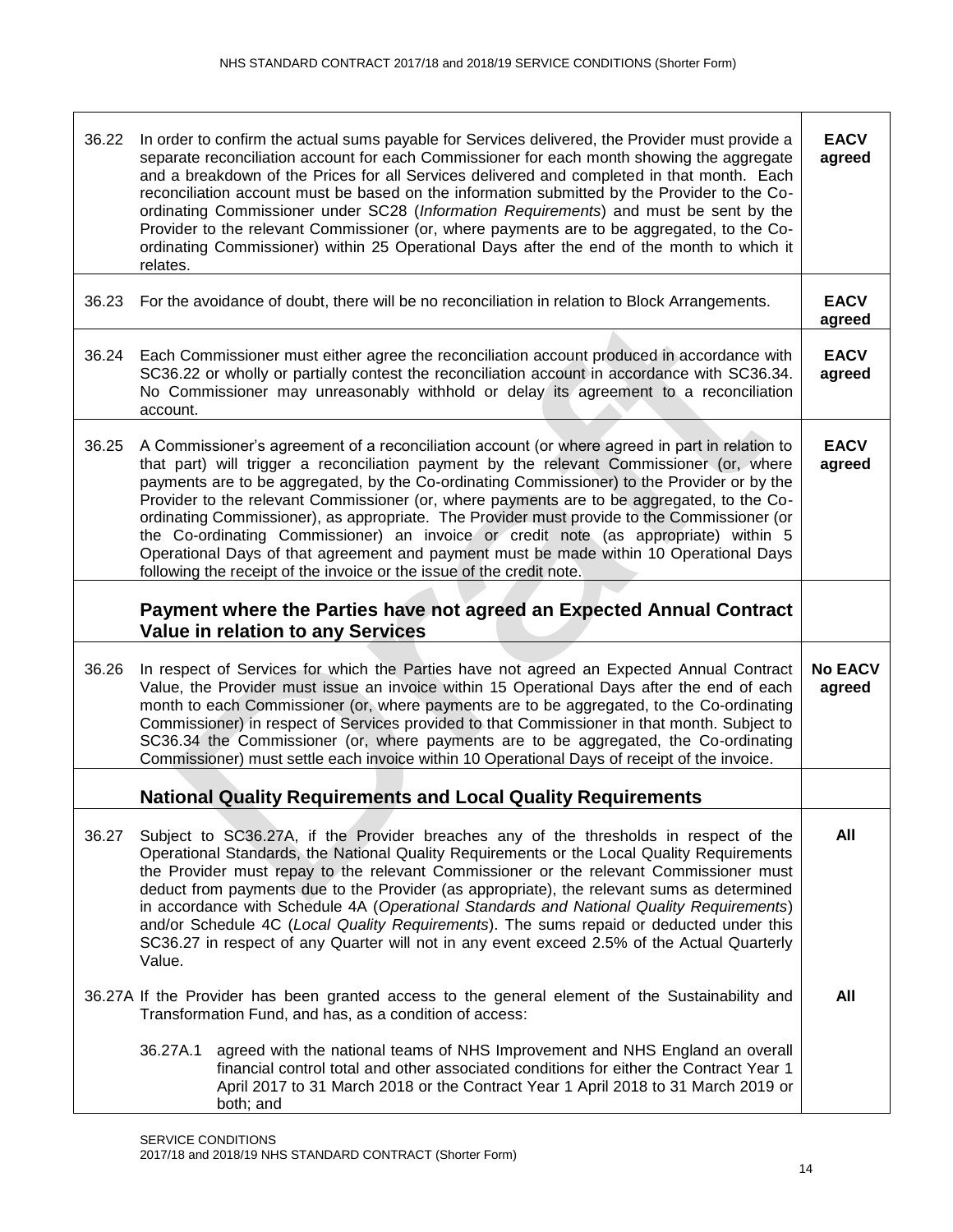| | | |
|---|---|---|
| 36.22 | In order to confirm the actual sums payable for Services delivered, the Provider must provide a separate reconciliation account for each Commissioner for each month showing the aggregate and a breakdown of the Prices for all Services delivered and completed in that month. Each reconciliation account must be based on the information submitted by the Provider to the Co-ordinating Commissioner under SC28 (*Information Requirements*) and must be sent by the Provider to the relevant Commissioner (or, where payments are to be aggregated, to the Co-ordinating Commissioner) within 25 Operational Days after the end of the month to which it relates. | **EACV agreed** |
| 36.23 | For the avoidance of doubt, there will be no reconciliation in relation to Block Arrangements. | **EACV agreed** |
| 36.24 | Each Commissioner must either agree the reconciliation account produced in accordance with SC36.22 or wholly or partially contest the reconciliation account in accordance with SC36.34. No Commissioner may unreasonably withhold or delay its agreement to a reconciliation account. | **EACV agreed** |
| 36.25 | A Commissioner's agreement of a reconciliation account (or where agreed in part in relation to that part) will trigger a reconciliation payment by the relevant Commissioner (or, where payments are to be aggregated, by the Co-ordinating Commissioner) to the Provider or by the Provider to the relevant Commissioner (or, where payments are to be aggregated, to the Co-ordinating Commissioner), as appropriate. The Provider must provide to the Commissioner (or the Co-ordinating Commissioner) an invoice or credit note (as appropriate) within 5 Operational Days of that agreement and payment must be made within 10 Operational Days following the receipt of the invoice or the issue of the credit note. | **EACV agreed** |
| | **Payment where the Parties have not agreed an Expected Annual Contract Value in relation to any Services** | |
| 36.26 | In respect of Services for which the Parties have not agreed an Expected Annual Contract Value, the Provider must issue an invoice within 15 Operational Days after the end of each month to each Commissioner (or, where payments are to be aggregated, to the Co-ordinating Commissioner) in respect of Services provided to that Commissioner in that month. Subject to SC36.34 the Commissioner (or, where payments are to be aggregated, the Co-ordinating Commissioner) must settle each invoice within 10 Operational Days of receipt of the invoice. | **No EACV agreed** |
| | **National Quality Requirements and Local Quality Requirements** | |
| 36.27 | Subject to SC36.27A, if the Provider breaches any of the thresholds in respect of the Operational Standards, the National Quality Requirements or the Local Quality Requirements the Provider must repay to the relevant Commissioner or the relevant Commissioner must deduct from payments due to the Provider (as appropriate), the relevant sums as determined in accordance with Schedule 4A (*Operational Standards and National Quality Requirements*) and/or Schedule 4C (*Local Quality Requirements*). The sums repaid or deducted under this SC36.27 in respect of any Quarter will not in any event exceed 2.5% of the Actual Quarterly Value. | **All** |
| 36.27A | If the Provider has been granted access to the general element of the Sustainability and Transformation Fund, and has, as a condition of access:<br><br>36.27A.1 agreed with the national teams of NHS Improvement and NHS England an overall financial control total and other associated conditions for either the Contract Year 1 April 2017 to 31 March 2018 or the Contract Year 1 April 2018 to 31 March 2019 or both; and | **All** |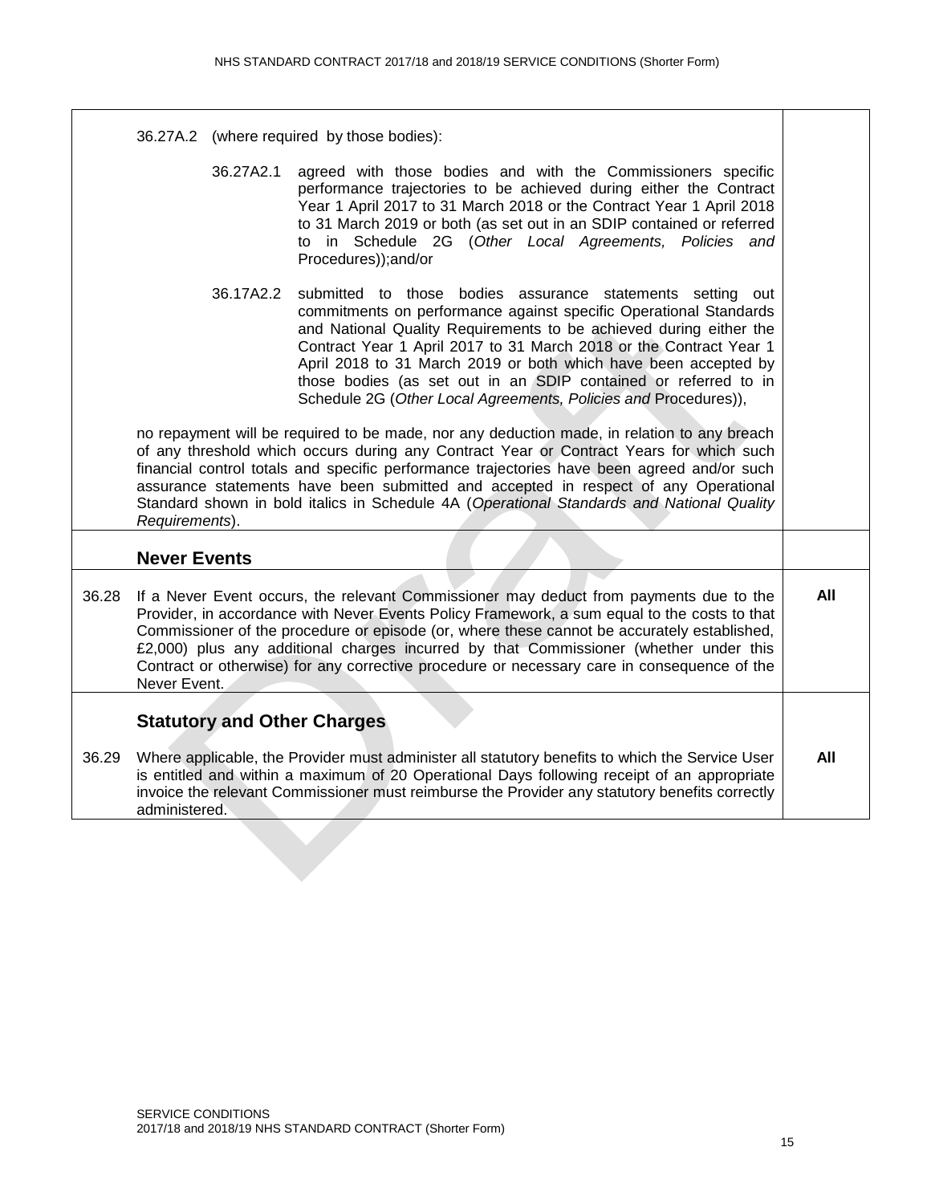| | | |
|---|---|---|
| | 36.27A.2 (where required by those bodies):<br><br>36.27A2.1 agreed with those bodies and with the Commissioners specific performance trajectories to be achieved during either the Contract Year 1 April 2017 to 31 March 2018 or the Contract Year 1 April 2018 to 31 March 2019 or both (as set out in an SDIP contained or referred to in Schedule 2G (*Other Local Agreements, Policies and* Procedures));and/or<br><br>36.17A2.2 submitted to those bodies assurance statements setting out commitments on performance against specific Operational Standards and National Quality Requirements to be achieved during either the Contract Year 1 April 2017 to 31 March 2018 or the Contract Year 1 April 2018 to 31 March 2019 or both which have been accepted by those bodies (as set out in an SDIP contained or referred to in Schedule 2G (*Other Local Agreements, Policies and* Procedures)),<br><br>no repayment will be required to be made, nor any deduction made, in relation to any breach of any threshold which occurs during any Contract Year or Contract Years for which such financial control totals and specific performance trajectories have been agreed and/or such assurance statements have been submitted and accepted in respect of any Operational Standard shown in bold italics in Schedule 4A (*Operational Standards and National Quality Requirements*). | |
| | **Never Events** | |
| 36.28 | If a Never Event occurs, the relevant Commissioner may deduct from payments due to the Provider, in accordance with Never Events Policy Framework, a sum equal to the costs to that Commissioner of the procedure or episode (or, where these cannot be accurately established, £2,000) plus any additional charges incurred by that Commissioner (whether under this Contract or otherwise) for any corrective procedure or necessary care in consequence of the Never Event. | **All** |
| | **Statutory and Other Charges** | |
| 36.29 | Where applicable, the Provider must administer all statutory benefits to which the Service User is entitled and within a maximum of 20 Operational Days following receipt of an appropriate invoice the relevant Commissioner must reimburse the Provider any statutory benefits correctly administered. | **All** |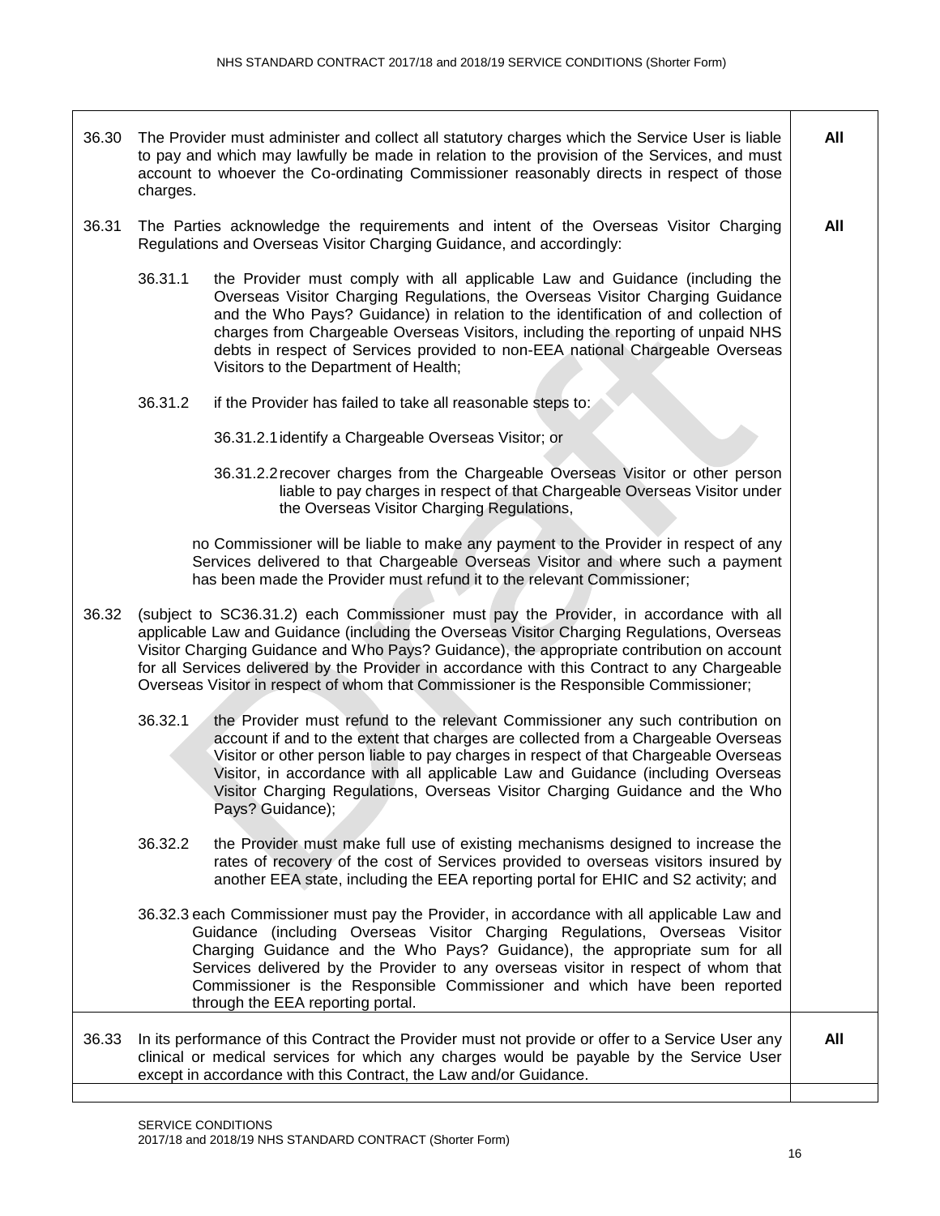| | | |
|---|---|---|
| 36.30 | The Provider must administer and collect all statutory charges which the Service User is liable to pay and which may lawfully be made in relation to the provision of the Services, and must account to whoever the Co-ordinating Commissioner reasonably directs in respect of those charges. | **All** |
| 36.31 | The Parties acknowledge the requirements and intent of the Overseas Visitor Charging Regulations and Overseas Visitor Charging Guidance, and accordingly:<br><br>36.31.1 the Provider must comply with all applicable Law and Guidance (including the Overseas Visitor Charging Regulations, the Overseas Visitor Charging Guidance and the Who Pays? Guidance) in relation to the identification of and collection of charges from Chargeable Overseas Visitors, including the reporting of unpaid NHS debts in respect of Services provided to non-EEA national Chargeable Overseas Visitors to the Department of Health;<br><br>36.31.2 if the Provider has failed to take all reasonable steps to:<br><br>36.31.2.1 identify a Chargeable Overseas Visitor; or<br><br>36.31.2.2 recover charges from the Chargeable Overseas Visitor or other person liable to pay charges in respect of that Chargeable Overseas Visitor under the Overseas Visitor Charging Regulations,<br><br>no Commissioner will be liable to make any payment to the Provider in respect of any Services delivered to that Chargeable Overseas Visitor and where such a payment has been made the Provider must refund it to the relevant Commissioner; | **All** |
| 36.32 | (subject to SC36.31.2) each Commissioner must pay the Provider, in accordance with all applicable Law and Guidance (including the Overseas Visitor Charging Regulations, Overseas Visitor Charging Guidance and Who Pays? Guidance), the appropriate contribution on account for all Services delivered by the Provider in accordance with this Contract to any Chargeable Overseas Visitor in respect of whom that Commissioner is the Responsible Commissioner;<br><br>36.32.1 the Provider must refund to the relevant Commissioner any such contribution on account if and to the extent that charges are collected from a Chargeable Overseas Visitor or other person liable to pay charges in respect of that Chargeable Overseas Visitor, in accordance with all applicable Law and Guidance (including Overseas Visitor Charging Regulations, Overseas Visitor Charging Guidance and the Who Pays? Guidance);<br><br>36.32.2 the Provider must make full use of existing mechanisms designed to increase the rates of recovery of the cost of Services provided to overseas visitors insured by another EEA state, including the EEA reporting portal for EHIC and S2 activity; and<br><br>36.32.3 each Commissioner must pay the Provider, in accordance with all applicable Law and Guidance (including Overseas Visitor Charging Regulations, Overseas Visitor Charging Guidance and the Who Pays? Guidance), the appropriate sum for all Services delivered by the Provider to any overseas visitor in respect of whom that Commissioner is the Responsible Commissioner and which have been reported through the EEA reporting portal. | |
| 36.33 | In its performance of this Contract the Provider must not provide or offer to a Service User any clinical or medical services for which any charges would be payable by the Service User except in accordance with this Contract, the Law and/or Guidance. | **All** |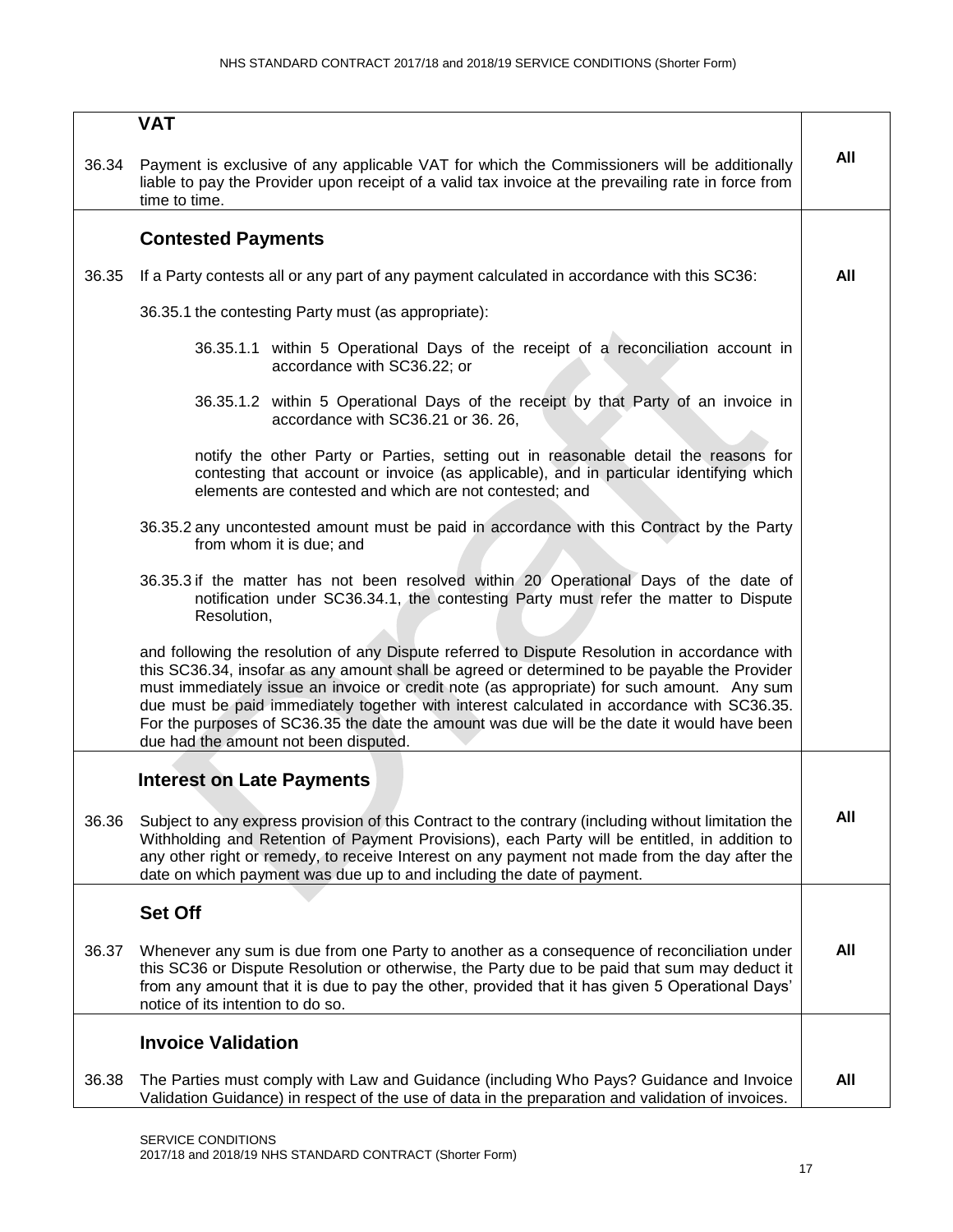| | | |
|---|---|---|
| | **VAT** | |
| 36.34 | Payment is exclusive of any applicable VAT for which the Commissioners will be additionally liable to pay the Provider upon receipt of a valid tax invoice at the prevailing rate in force from time to time. | **All** |
| | **Contested Payments** | |
| 36.35 | If a Party contests all or any part of any payment calculated in accordance with this SC36:<br><br>36.35.1 the contesting Party must (as appropriate):<br><br>36.35.1.1 within 5 Operational Days of the receipt of a reconciliation account in accordance with SC36.22; or<br><br>36.35.1.2 within 5 Operational Days of the receipt by that Party of an invoice in accordance with SC36.21 or 36. 26,<br><br>notify the other Party or Parties, setting out in reasonable detail the reasons for contesting that account or invoice (as applicable), and in particular identifying which elements are contested and which are not contested; and<br><br>36.35.2 any uncontested amount must be paid in accordance with this Contract by the Party from whom it is due; and<br><br>36.35.3 if the matter has not been resolved within 20 Operational Days of the date of notification under SC36.34.1, the contesting Party must refer the matter to Dispute Resolution,<br><br>and following the resolution of any Dispute referred to Dispute Resolution in accordance with this SC36.34, insofar as any amount shall be agreed or determined to be payable the Provider must immediately issue an invoice or credit note (as appropriate) for such amount. Any sum due must be paid immediately together with interest calculated in accordance with SC36.35. For the purposes of SC36.35 the date the amount was due will be the date it would have been due had the amount not been disputed. | **All** |
| | **Interest on Late Payments** | |
| 36.36 | Subject to any express provision of this Contract to the contrary (including without limitation the Withholding and Retention of Payment Provisions), each Party will be entitled, in addition to any other right or remedy, to receive Interest on any payment not made from the day after the date on which payment was due up to and including the date of payment. | **All** |
| | **Set Off** | |
| 36.37 | Whenever any sum is due from one Party to another as a consequence of reconciliation under this SC36 or Dispute Resolution or otherwise, the Party due to be paid that sum may deduct it from any amount that it is due to pay the other, provided that it has given 5 Operational Days' notice of its intention to do so. | **All** |
| | **Invoice Validation** | |
| 36.38 | The Parties must comply with Law and Guidance (including Who Pays? Guidance and Invoice Validation Guidance) in respect of the use of data in the preparation and validation of invoices. | **All** |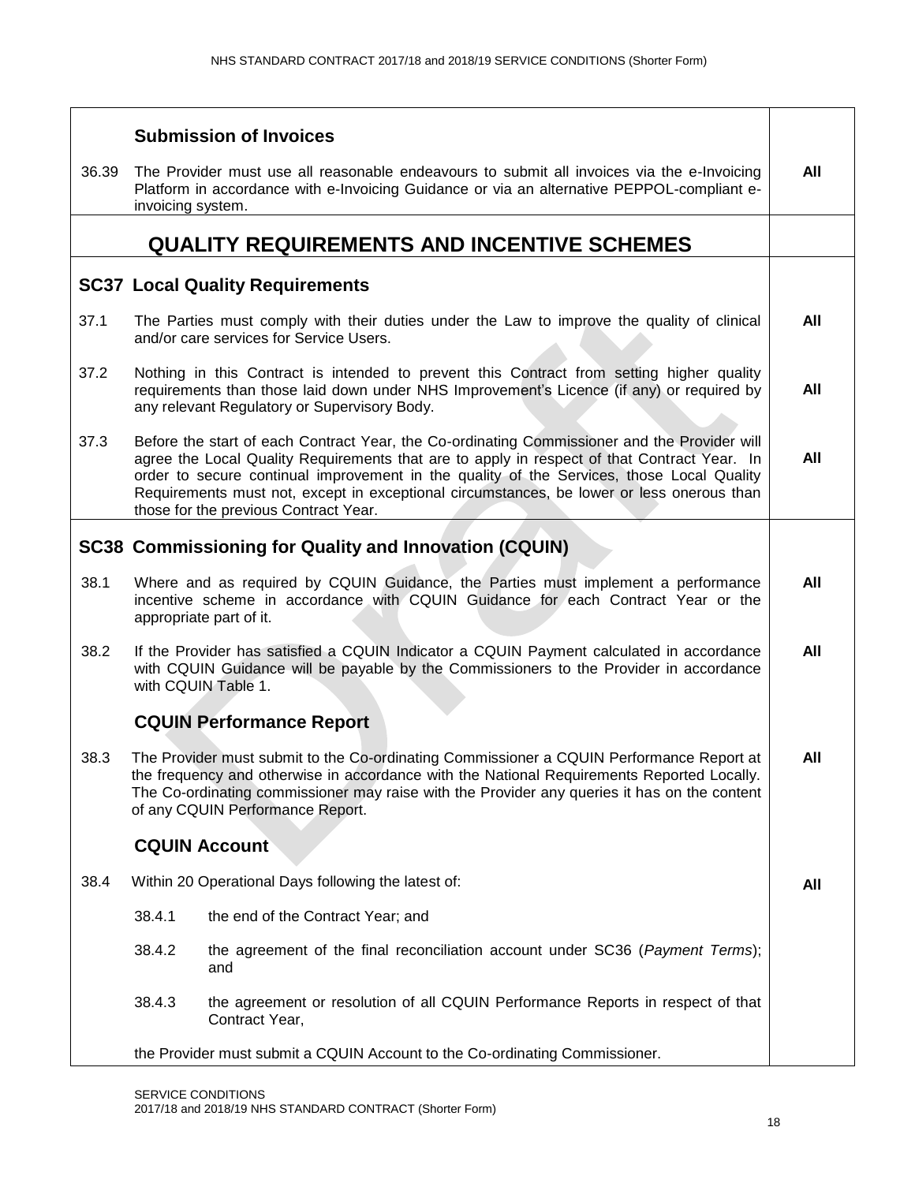| | | |
|---|---|---|
| | **Submission of Invoices** | |
| 36.39 | The Provider must use all reasonable endeavours to submit all invoices via the e-Invoicing Platform in accordance with e-Invoicing Guidance or via an alternative PEPPOL-compliant e-invoicing system. | **All** |
| | **QUALITY REQUIREMENTS AND INCENTIVE SCHEMES** | |
| | **SC37 Local Quality Requirements** | |
| 37.1 | The Parties must comply with their duties under the Law to improve the quality of clinical and/or care services for Service Users. | **All** |
| 37.2 | Nothing in this Contract is intended to prevent this Contract from setting higher quality requirements than those laid down under NHS Improvement's Licence (if any) or required by any relevant Regulatory or Supervisory Body. | **All** |
| 37.3 | Before the start of each Contract Year, the Co-ordinating Commissioner and the Provider will agree the Local Quality Requirements that are to apply in respect of that Contract Year. In order to secure continual improvement in the quality of the Services, those Local Quality Requirements must not, except in exceptional circumstances, be lower or less onerous than those for the previous Contract Year. | **All** |
| | **SC38 Commissioning for Quality and Innovation (CQUIN)** | |
| 38.1 | Where and as required by CQUIN Guidance, the Parties must implement a performance incentive scheme in accordance with CQUIN Guidance for each Contract Year or the appropriate part of it. | **All** |
| 38.2 | If the Provider has satisfied a CQUIN Indicator a CQUIN Payment calculated in accordance with CQUIN Guidance will be payable by the Commissioners to the Provider in accordance with CQUIN Table 1. | **All** |
| | **CQUIN Performance Report** | |
| 38.3 | The Provider must submit to the Co-ordinating Commissioner a CQUIN Performance Report at the frequency and otherwise in accordance with the National Requirements Reported Locally. The Co-ordinating commissioner may raise with the Provider any queries it has on the content of any CQUIN Performance Report. | **All** |
| | **CQUIN Account** | |
| 38.4 | Within 20 Operational Days following the latest of:<br><br>38.4.1 the end of the Contract Year; and<br><br>38.4.2 the agreement of the final reconciliation account under SC36 (*Payment Terms*); and<br><br>38.4.3 the agreement or resolution of all CQUIN Performance Reports in respect of that Contract Year,<br><br>the Provider must submit a CQUIN Account to the Co-ordinating Commissioner. | **All** |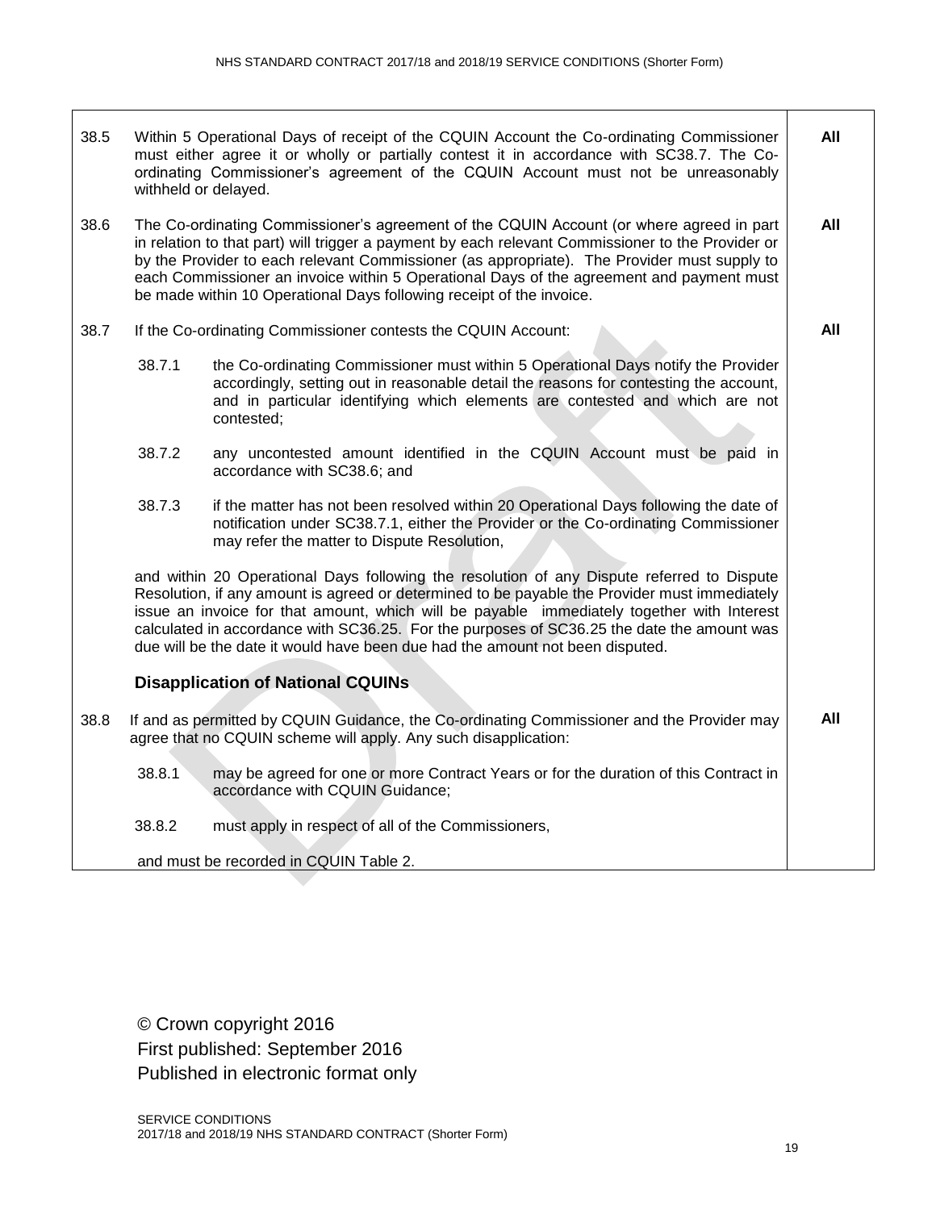| | | |
|---|---|---|
| 38.5 | Within 5 Operational Days of receipt of the CQUIN Account the Co-ordinating Commissioner must either agree it or wholly or partially contest it in accordance with SC38.7. The Co-ordinating Commissioner's agreement of the CQUIN Account must not be unreasonably withheld or delayed. | **All** |
| 38.6 | The Co-ordinating Commissioner's agreement of the CQUIN Account (or where agreed in part in relation to that part) will trigger a payment by each relevant Commissioner to the Provider or by the Provider to each relevant Commissioner (as appropriate). The Provider must supply to each Commissioner an invoice within 5 Operational Days of the agreement and payment must be made within 10 Operational Days following receipt of the invoice. | **All** |
| 38.7 | If the Co-ordinating Commissioner contests the CQUIN Account:<br><br>38.7.1 the Co-ordinating Commissioner must within 5 Operational Days notify the Provider accordingly, setting out in reasonable detail the reasons for contesting the account, and in particular identifying which elements are contested and which are not contested;<br><br>38.7.2 any uncontested amount identified in the CQUIN Account must be paid in accordance with SC38.6; and<br><br>38.7.3 if the matter has not been resolved within 20 Operational Days following the date of notification under SC38.7.1, either the Provider or the Co-ordinating Commissioner may refer the matter to Dispute Resolution,<br><br>and within 20 Operational Days following the resolution of any Dispute referred to Dispute Resolution, if any amount is agreed or determined to be payable the Provider must immediately issue an invoice for that amount, which will be payable immediately together with Interest calculated in accordance with SC36.25. For the purposes of SC36.25 the date the amount was due will be the date it would have been due had the amount not been disputed. | **All** |
| | **Disapplication of National CQUINs** | |
| 38.8 | If and as permitted by CQUIN Guidance, the Co-ordinating Commissioner and the Provider may agree that no CQUIN scheme will apply. Any such disapplication:<br><br>38.8.1 may be agreed for one or more Contract Years or for the duration of this Contract in accordance with CQUIN Guidance;<br><br>38.8.2 must apply in respect of all of the Commissioners,<br><br>and must be recorded in CQUIN Table 2. | **All** |

© Crown copyright 2016
First published: September 2016
Published in electronic format only